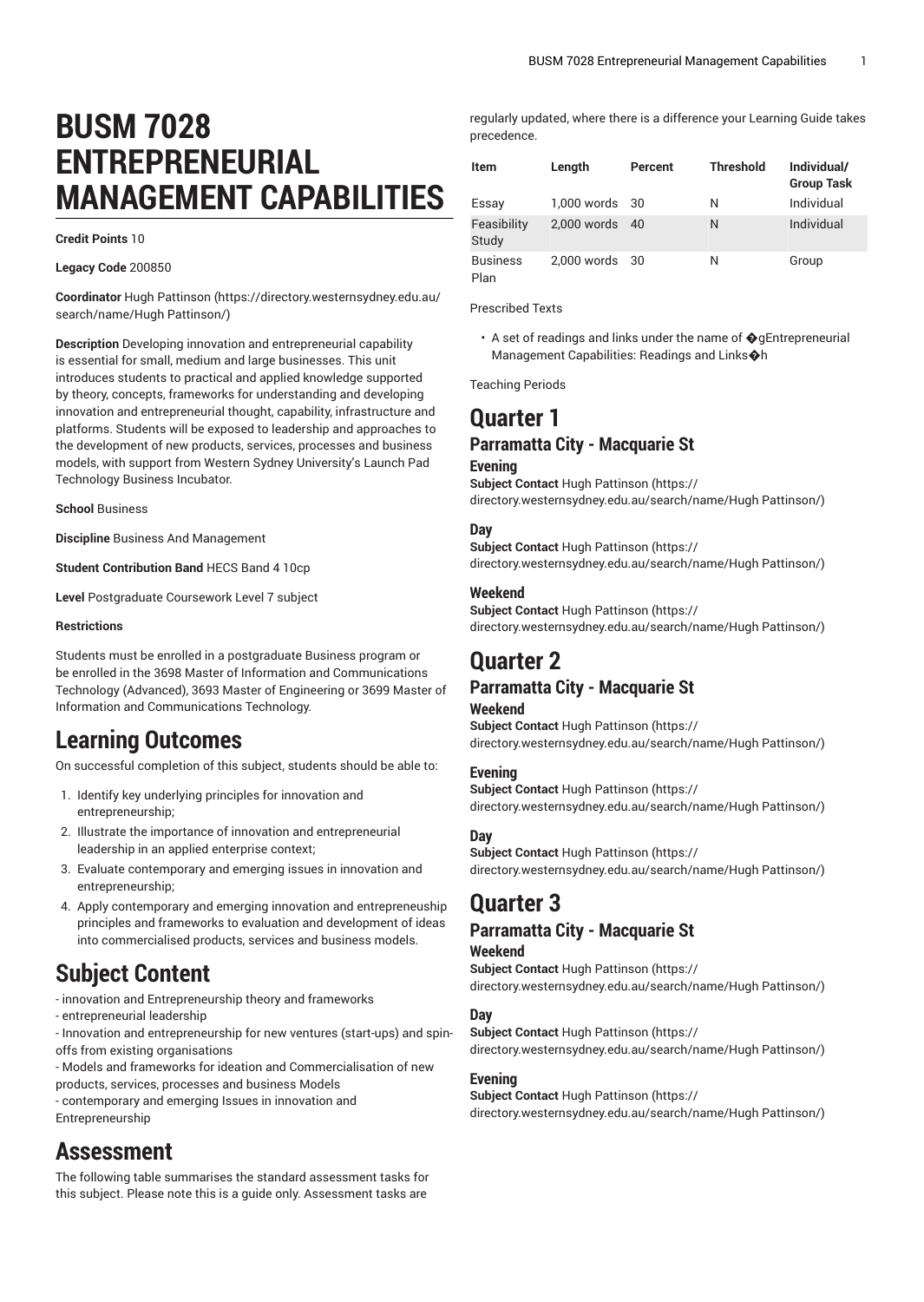# BUSM 7028 ENTREPRENEURIAL MANAGEMENT CAPABILITIES

**Credit Points** 10

**Legacy Code** 200850

**Coordinator** Hugh Pattinson (https://directory.westernsydney.edu.au/search/name/Hugh Pattinson/)

**Description** Developing innovation and entrepreneurial capability is essential for small, medium and large businesses. This unit introduces students to practical and applied knowledge supported by theory, concepts, frameworks for understanding and developing innovation and entrepreneurial thought, capability, infrastructure and platforms. Students will be exposed to leadership and approaches to the development of new products, services, processes and business models, with support from Western Sydney University's Launch Pad Technology Business Incubator.

**School** Business

**Discipline** Business And Management

**Student Contribution Band** HECS Band 4 10cp

**Level** Postgraduate Coursework Level 7 subject

**Restrictions**

Students must be enrolled in a postgraduate Business program or be enrolled in the 3698 Master of Information and Communications Technology (Advanced), 3693 Master of Engineering or 3699 Master of Information and Communications Technology.

## Learning Outcomes

On successful completion of this subject, students should be able to:

1. Identify key underlying principles for innovation and entrepreneurship;
2. Illustrate the importance of innovation and entrepreneurial leadership in an applied enterprise context;
3. Evaluate contemporary and emerging issues in innovation and entrepreneurship;
4. Apply contemporary and emerging innovation and entrepreneuship principles and frameworks to evaluation and development of ideas into commercialised products, services and business models.

## Subject Content

- innovation and Entrepreneurship theory and frameworks
- entrepreneurial leadership
- Innovation and entrepreneurship for new ventures (start-ups) and spin-offs from existing organisations
- Models and frameworks for ideation and Commercialisation of new products, services, processes and business Models
- contemporary and emerging Issues in innovation and Entrepreneurship

## Assessment

The following table summarises the standard assessment tasks for this subject. Please note this is a guide only. Assessment tasks are regularly updated, where there is a difference your Learning Guide takes precedence.

| Item | Length | Percent | Threshold | Individual/ Group Task |
|---|---|---|---|---|
| Essay | 1,000 words | 30 | N | Individual |
| Feasibility Study | 2,000 words | 40 | N | Individual |
| Business Plan | 2,000 words | 30 | N | Group |

Prescribed Texts

- A set of readings and links under the name of �gEntrepreneurial Management Capabilities: Readings and Links�h

Teaching Periods

# Quarter 1

## Parramatta City - Macquarie St

### Evening

**Subject Contact** Hugh Pattinson (https://directory.westernsydney.edu.au/search/name/Hugh Pattinson/)

### Day

**Subject Contact** Hugh Pattinson (https://directory.westernsydney.edu.au/search/name/Hugh Pattinson/)

### Weekend

**Subject Contact** Hugh Pattinson (https://directory.westernsydney.edu.au/search/name/Hugh Pattinson/)

# Quarter 2

## Parramatta City - Macquarie St

### Weekend

**Subject Contact** Hugh Pattinson (https://directory.westernsydney.edu.au/search/name/Hugh Pattinson/)

### Evening

**Subject Contact** Hugh Pattinson (https://directory.westernsydney.edu.au/search/name/Hugh Pattinson/)

### Day

**Subject Contact** Hugh Pattinson (https://directory.westernsydney.edu.au/search/name/Hugh Pattinson/)

# Quarter 3

## Parramatta City - Macquarie St

### Weekend

**Subject Contact** Hugh Pattinson (https://directory.westernsydney.edu.au/search/name/Hugh Pattinson/)

### Day

**Subject Contact** Hugh Pattinson (https://directory.westernsydney.edu.au/search/name/Hugh Pattinson/)

### Evening

**Subject Contact** Hugh Pattinson (https://directory.westernsydney.edu.au/search/name/Hugh Pattinson/)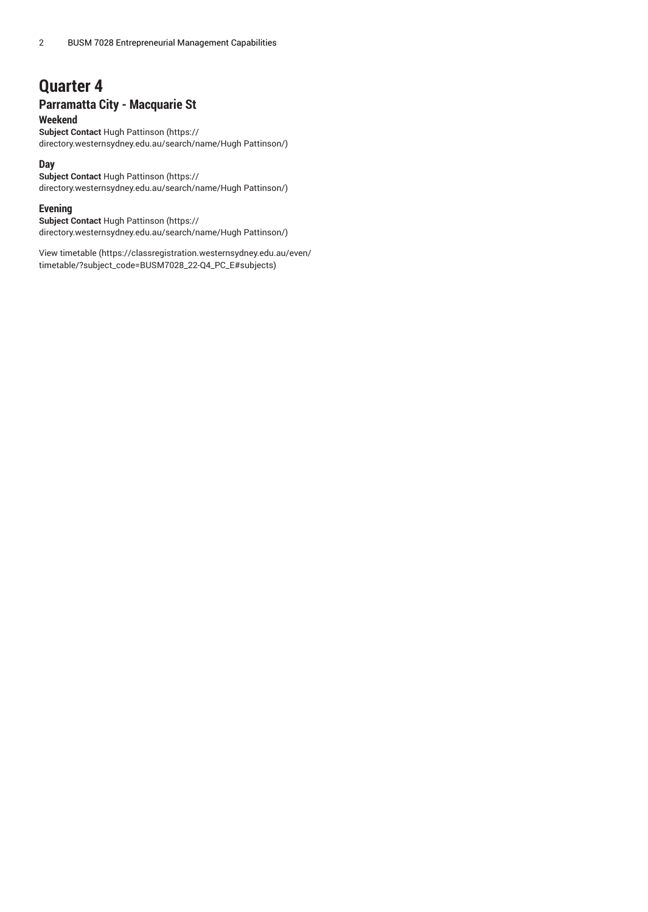# Quarter 4

## Parramatta City - Macquarie St

### Weekend

**Subject Contact** Hugh Pattinson (https://directory.westernsydney.edu.au/search/name/Hugh Pattinson/)

### Day

**Subject Contact** Hugh Pattinson (https://directory.westernsydney.edu.au/search/name/Hugh Pattinson/)

### Evening

**Subject Contact** Hugh Pattinson (https://directory.westernsydney.edu.au/search/name/Hugh Pattinson/)

View timetable (https://classregistration.westernsydney.edu.au/even/timetable/?subject_code=BUSM7028_22-Q4_PC_E#subjects)